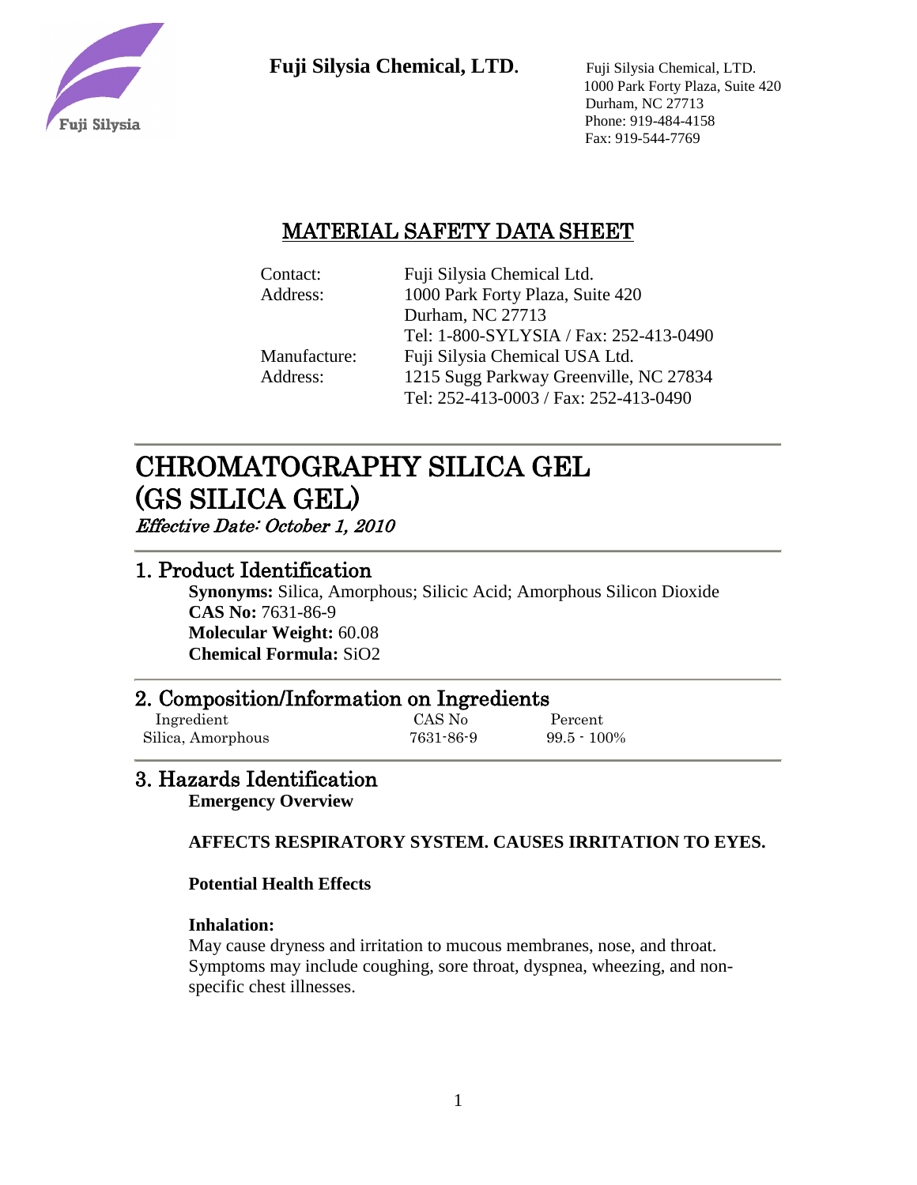**Fuji Silysia Chemical, LTD.**

Fuji Silysia Chemical, LTD.
1000 Park Forty Plaza, Suite 420
Durham, NC 27713
Phone: 919-484-4158
Fax: 919-544-7769

## MATERIAL SAFETY DATA SHEET

| | |
|---|---|
| Contact: | Fuji Silysia Chemical Ltd. |
| Address: | 1000 Park Forty Plaza, Suite 420 |
| | Durham, NC 27713 |
| | Tel: 1-800-SYLYSIA / Fax: 252-413-0490 |
| Manufacture: | Fuji Silysia Chemical USA Ltd. |
| Address: | 1215 Sugg Parkway Greenville, NC 27834 |
| | Tel: 252-413-0003 / Fax: 252-413-0490 |

# CHROMATOGRAPHY SILICA GEL (GS SILICA GEL)

*Effective Date: October 1, 2010*

## 1. Product Identification

**Synonyms:** Silica, Amorphous; Silicic Acid; Amorphous Silicon Dioxide
**CAS No:** 7631-86-9
**Molecular Weight:** 60.08
**Chemical Formula:** $SiO_2$

## 2. Composition/Information on Ingredients

| Ingredient | CAS No | Percent |
|---|---|---|
| Silica, Amorphous | 7631-86-9 | 99.5 - 100% |

## 3. Hazards Identification

**Emergency Overview**

**AFFECTS RESPIRATORY SYSTEM. CAUSES IRRITATION TO EYES.**

**Potential Health Effects**

**Inhalation:**
May cause dryness and irritation to mucous membranes, nose, and throat. Symptoms may include coughing, sore throat, dyspnea, wheezing, and non-specific chest illnesses.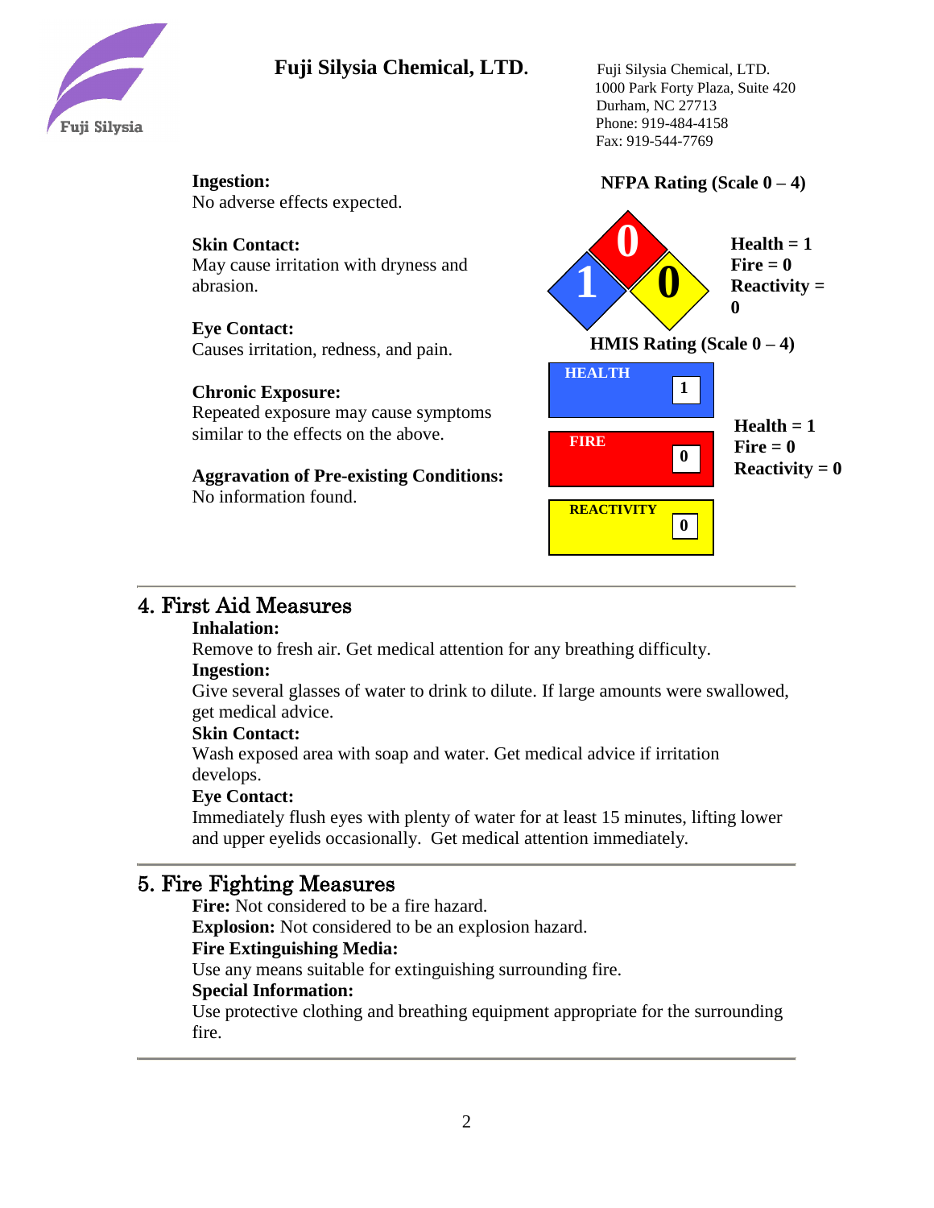**Fuji Silysia Chemical, LTD.**

Fuji Silysia Chemical, LTD.
1000 Park Forty Plaza, Suite 420
Durham, NC 27713
Phone: 919-484-4158
Fax: 919-544-7769

**Ingestion:**
No adverse effects expected.

**Skin Contact:**
May cause irritation with dryness and abrasion.

**Eye Contact:**
Causes irritation, redness, and pain.

**Chronic Exposure:**
Repeated exposure may cause symptoms similar to the effects on the above.

**Aggravation of Pre-existing Conditions:**
No information found.

**NFPA Rating (Scale 0 – 4)**

**Health = 1**
**Fire = 0**
**Reactivity = 0**

**HMIS Rating (Scale 0 – 4)**

| HEALTH | 1 |
|---|---|
| FIRE | 0 |
| REACTIVITY | 0 |

**Health = 1**
**Fire = 0**
**Reactivity = 0**

## 4. First Aid Measures

**Inhalation:**
Remove to fresh air. Get medical attention for any breathing difficulty.
**Ingestion:**
Give several glasses of water to drink to dilute. If large amounts were swallowed, get medical advice.
**Skin Contact:**
Wash exposed area with soap and water. Get medical advice if irritation develops.
**Eye Contact:**
Immediately flush eyes with plenty of water for at least 15 minutes, lifting lower and upper eyelids occasionally. Get medical attention immediately.

## 5. Fire Fighting Measures

**Fire:** Not considered to be a fire hazard.
**Explosion:** Not considered to be an explosion hazard.
**Fire Extinguishing Media:**
Use any means suitable for extinguishing surrounding fire.
**Special Information:**
Use protective clothing and breathing equipment appropriate for the surrounding fire.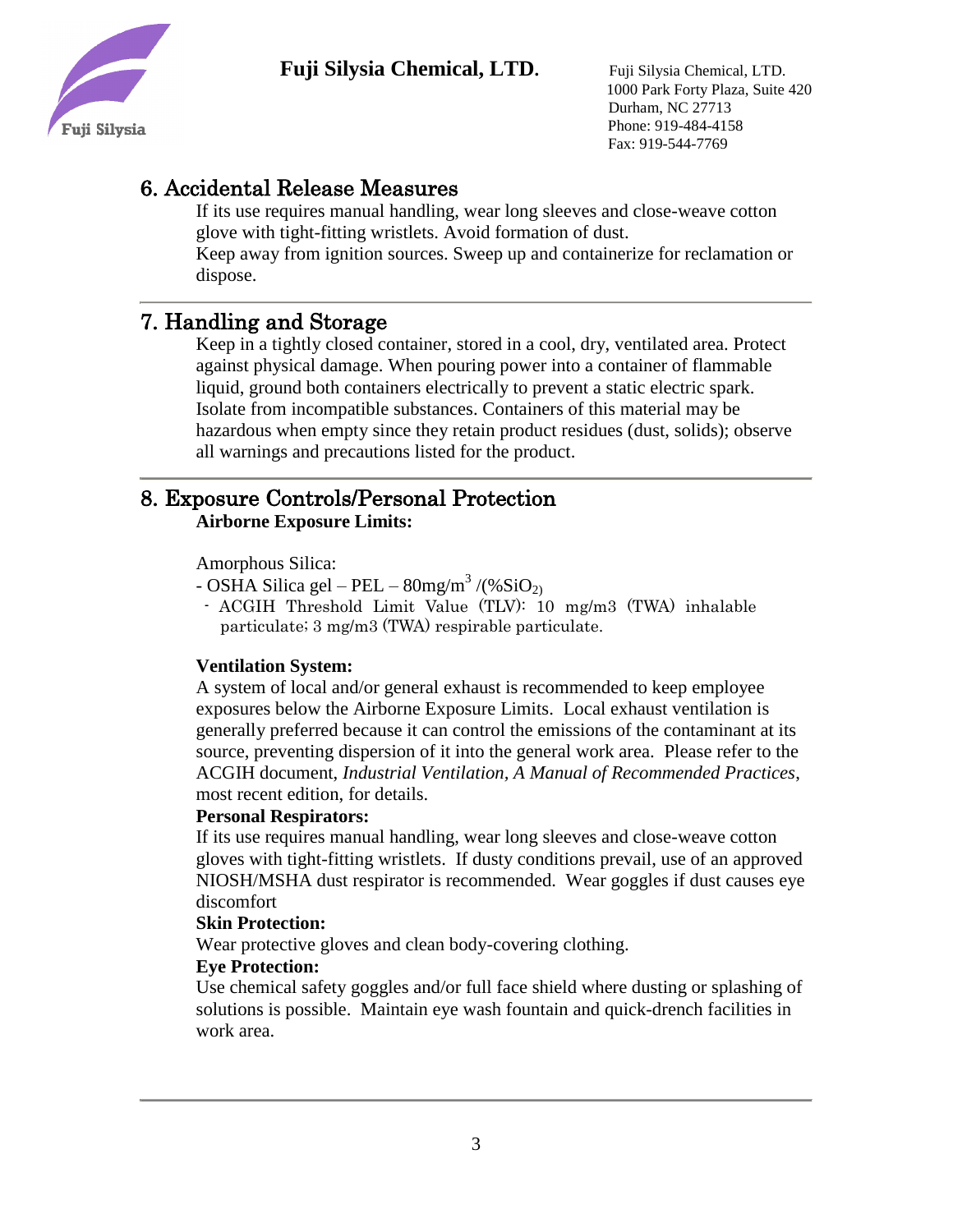## 6. Accidental Release Measures

If its use requires manual handling, wear long sleeves and close-weave cotton glove with tight-fitting wristlets. Avoid formation of dust.
Keep away from ignition sources. Sweep up and containerize for reclamation or dispose.

## 7. Handling and Storage

Keep in a tightly closed container, stored in a cool, dry, ventilated area. Protect against physical damage. When pouring power into a container of flammable liquid, ground both containers electrically to prevent a static electric spark. Isolate from incompatible substances. Containers of this material may be hazardous when empty since they retain product residues (dust, solids); observe all warnings and precautions listed for the product.

## 8. Exposure Controls/Personal Protection

**Airborne Exposure Limits:**

Amorphous Silica:

- OSHA Silica gel – PEL – 80mg/$m^3$ /(%$SiO_2$)
- ACGIH Threshold Limit Value (TLV): 10 mg/m3 (TWA) inhalable particulate; 3 mg/m3 (TWA) respirable particulate.

**Ventilation System:**
A system of local and/or general exhaust is recommended to keep employee exposures below the Airborne Exposure Limits. Local exhaust ventilation is generally preferred because it can control the emissions of the contaminant at its source, preventing dispersion of it into the general work area. Please refer to the ACGIH document, *Industrial Ventilation, A Manual of Recommended Practices*, most recent edition, for details.

**Personal Respirators:**
If its use requires manual handling, wear long sleeves and close-weave cotton gloves with tight-fitting wristlets. If dusty conditions prevail, use of an approved NIOSH/MSHA dust respirator is recommended. Wear goggles if dust causes eye discomfort

**Skin Protection:**
Wear protective gloves and clean body-covering clothing.

**Eye Protection:**
Use chemical safety goggles and/or full face shield where dusting or splashing of solutions is possible. Maintain eye wash fountain and quick-drench facilities in work area.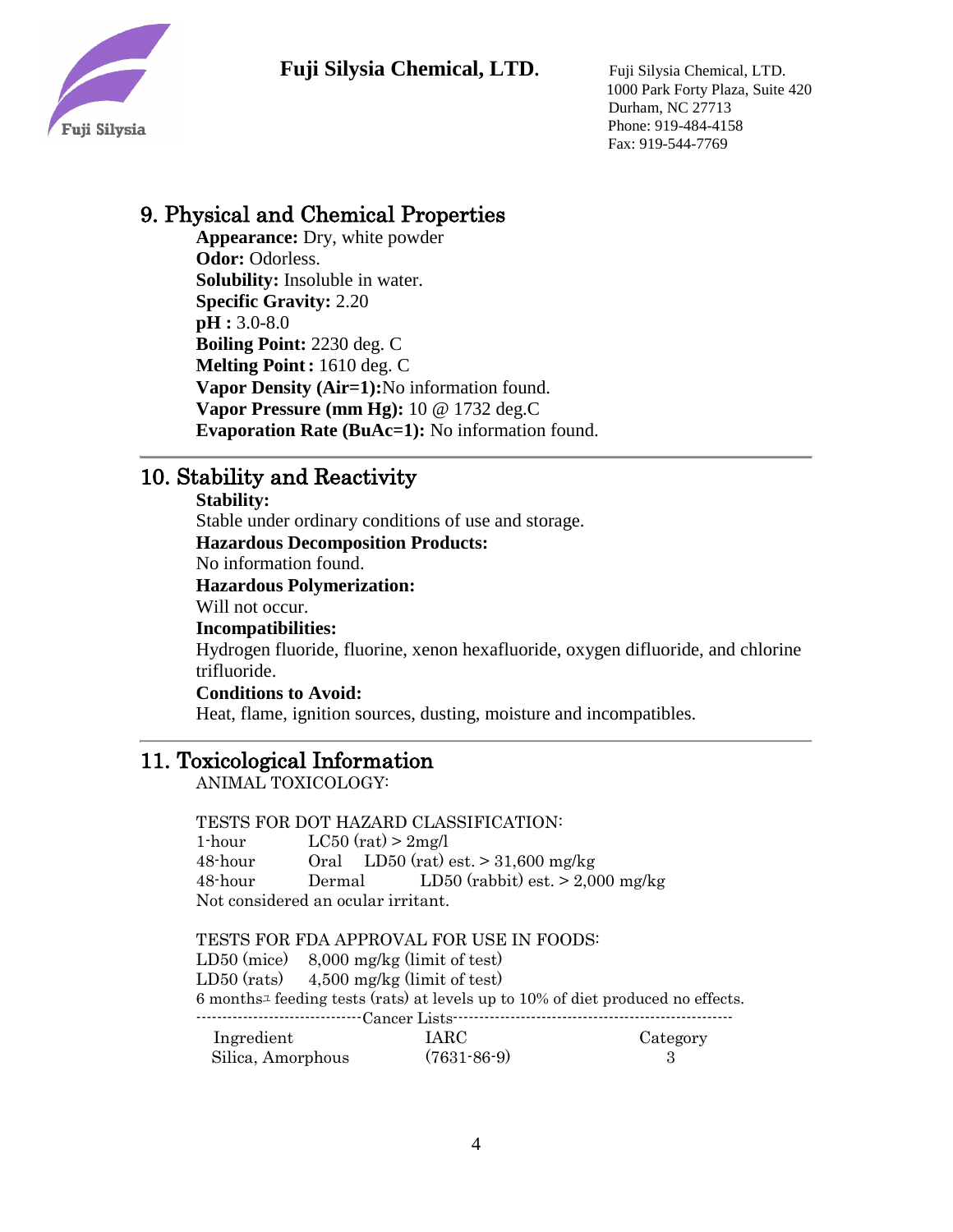## 9. Physical and Chemical Properties

**Appearance:** Dry, white powder
**Odor:** Odorless.
**Solubility:** Insoluble in water.
**Specific Gravity:** 2.20
**pH :** 3.0-8.0
**Boiling Point:** 2230 deg. C
**Melting Point :** 1610 deg. C
**Vapor Density (Air=1):**No information found.
**Vapor Pressure (mm Hg):** 10 @ 1732 deg.C
**Evaporation Rate (BuAc=1):** No information found.

---

## 10. Stability and Reactivity

**Stability:**
Stable under ordinary conditions of use and storage.
**Hazardous Decomposition Products:**
No information found.
**Hazardous Polymerization:**
Will not occur.
**Incompatibilities:**
Hydrogen fluoride, fluorine, xenon hexafluoride, oxygen difluoride, and chlorine trifluoride.
**Conditions to Avoid:**
Heat, flame, ignition sources, dusting, moisture and incompatibles.

---

## 11. Toxicological Information

ANIMAL TOXICOLOGY:

TESTS FOR DOT HAZARD CLASSIFICATION:

| | | |
|---|---|---|
| 1-hour | | LC50 (rat) > 2mg/l |
| 48-hour | Oral | LD50 (rat) est. > 31,600 mg/kg |
| 48-hour | Dermal | LD50 (rabbit) est. > 2,000 mg/kg |

Not considered an ocular irritant.

TESTS FOR FDA APPROVAL FOR USE IN FOODS:

LD50 (mice) 8,000 mg/kg (limit of test)
LD50 (rats) 4,500 mg/kg (limit of test)
6 months[1] feeding tests (rats) at levels up to 10% of diet produced no effects.

--------------------------------Cancer Lists--------------------------------

| Ingredient | IARC | Category |
|---|---|---|
| Silica, Amorphous | (7631-86-9) | 3 |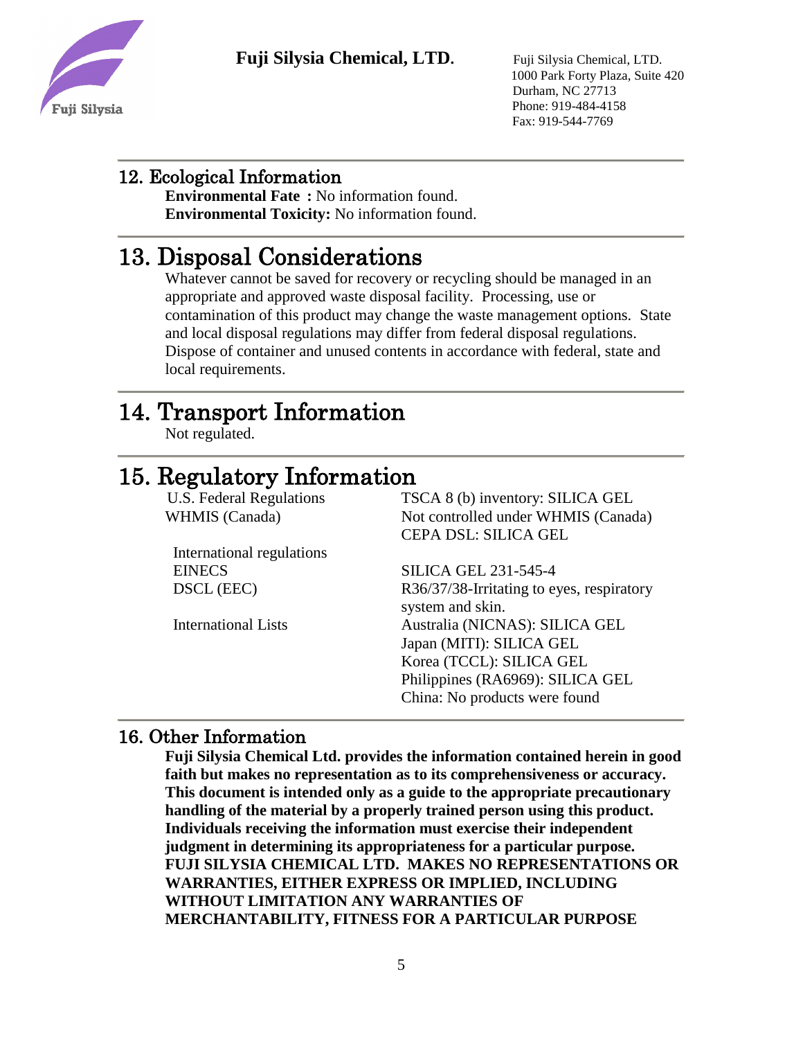## 12. Ecological Information

**Environmental Fate :** No information found.
**Environmental Toxicity:** No information found.

## 13. Disposal Considerations

Whatever cannot be saved for recovery or recycling should be managed in an appropriate and approved waste disposal facility. Processing, use or contamination of this product may change the waste management options. State and local disposal regulations may differ from federal disposal regulations. Dispose of container and unused contents in accordance with federal, state and local requirements.

## 14. Transport Information

Not regulated.

## 15. Regulatory Information

| | |
|---|---|
| U.S. Federal Regulations | TSCA 8 (b) inventory: SILICA GEL |
| WHMIS (Canada) | Not controlled under WHMIS (Canada) |
| | CEPA DSL: SILICA GEL |
| International regulations | |
| EINECS | SILICA GEL 231-545-4 |
| DSCL (EEC) | R36/37/38-Irritating to eyes, respiratory system and skin. |
| International Lists | Australia (NICNAS): SILICA GEL |
| | Japan (MITI): SILICA GEL |
| | Korea (TCCL): SILICA GEL |
| | Philippines (RA6969): SILICA GEL |
| | China: No products were found |

## 16. Other Information

**Fuji Silysia Chemical Ltd. provides the information contained herein in good faith but makes no representation as to its comprehensiveness or accuracy. This document is intended only as a guide to the appropriate precautionary handling of the material by a properly trained person using this product. Individuals receiving the information must exercise their independent judgment in determining its appropriateness for a particular purpose. FUJI SILYSIA CHEMICAL LTD. MAKES NO REPRESENTATIONS OR WARRANTIES, EITHER EXPRESS OR IMPLIED, INCLUDING WITHOUT LIMITATION ANY WARRANTIES OF MERCHANTABILITY, FITNESS FOR A PARTICULAR PURPOSE**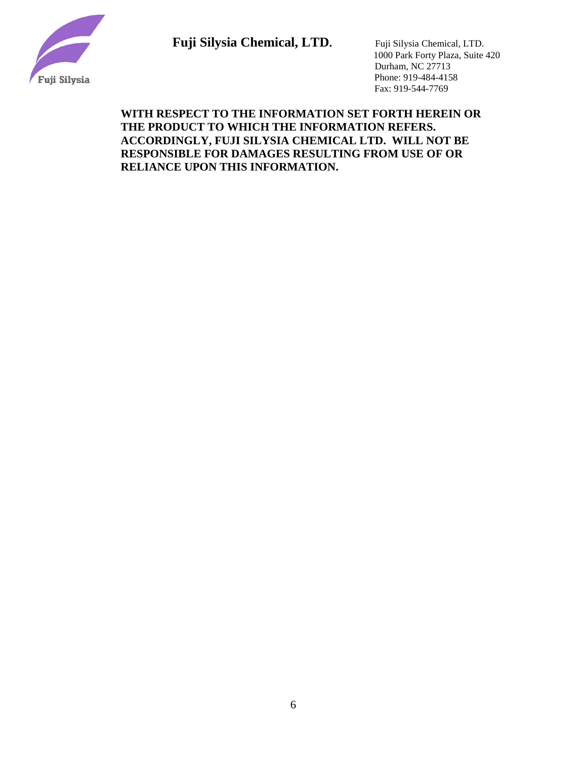**Fuji Silysia Chemical, LTD.**

Fuji Silysia Chemical, LTD.
1000 Park Forty Plaza, Suite 420
Durham, NC 27713
Phone: 919-484-4158
Fax: 919-544-7769

**WITH RESPECT TO THE INFORMATION SET FORTH HEREIN OR THE PRODUCT TO WHICH THE INFORMATION REFERS. ACCORDINGLY, FUJI SILYSIA CHEMICAL LTD. WILL NOT BE RESPONSIBLE FOR DAMAGES RESULTING FROM USE OF OR RELIANCE UPON THIS INFORMATION.**